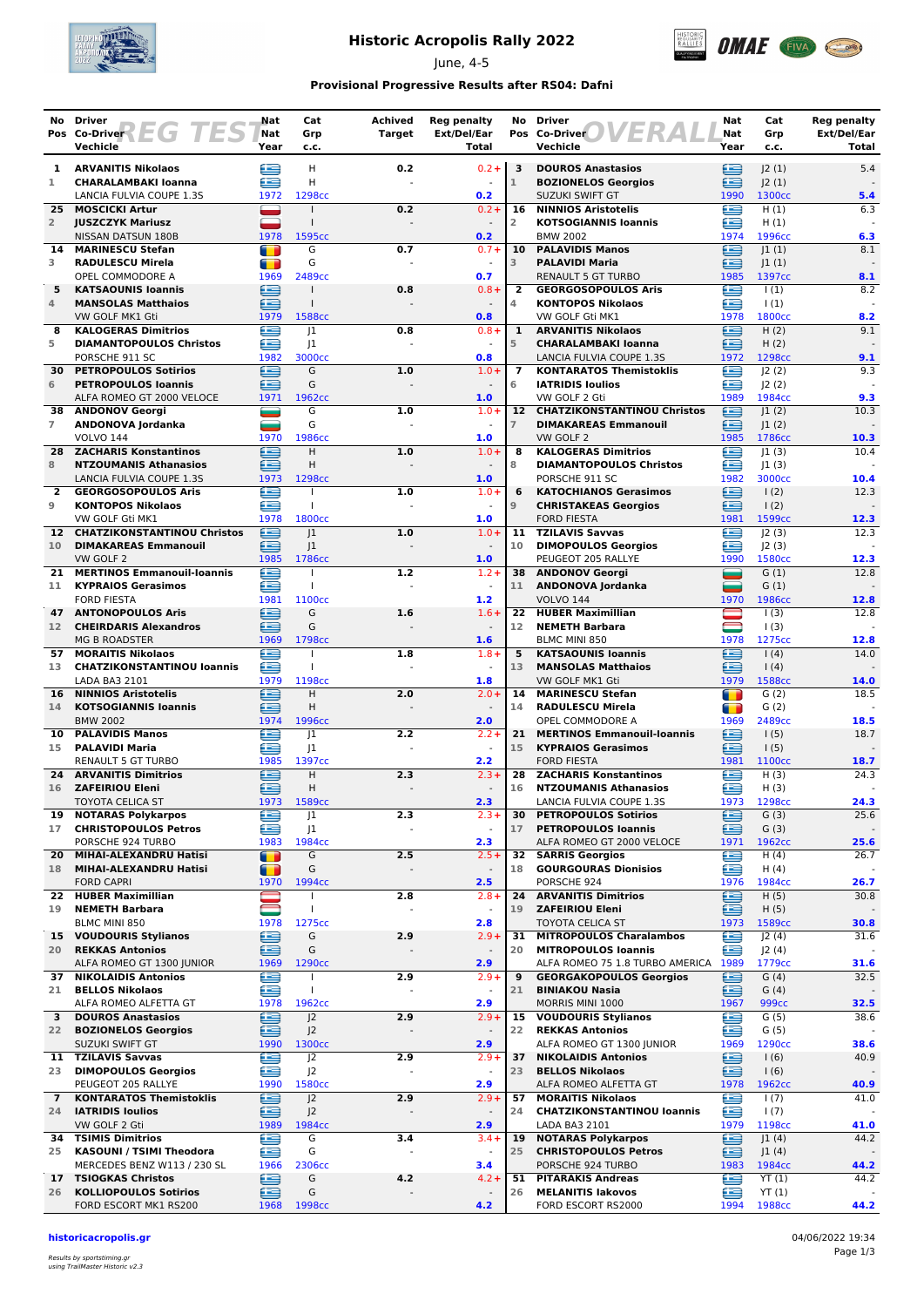# Historic Acropolis Rally 2022

June, 4-5

### Provisional Progressive Results after RS04: Dafni

## REG TEST

| No Pos | Driver / Co-Driver / Vechicle | Nat / Nat / Year | Cat / Grp / c.c. | Achived Target | Reg penalty Ext/Del/Ear Total |
|---|---|---|---|---|---|
| 1 / 1 | ARVANITIS Nikolaos / CHARALAMBAKI Ioanna / LANCIA FULVIA COUPE 1.3S | GR / GR / 1972 | H / H / 1298cc | 0.2 | 0.2+ / - / 0.2 |
| 25 / 2 | MOSCICKI Artur / JUSZCZYK Mariusz / NISSAN DATSUN 180B | PL / PL / 1978 | I / I / 1595cc | 0.2 | 0.2+ / - / 0.2 |
| 14 / 3 | MARINESCU Stefan / RADULESCU Mirela / OPEL COMMODORE A | RO / RO / 1969 | G / G / 2489cc | 0.7 | 0.7+ / - / 0.7 |
| 5 / 4 | KATSAOUNIS Ioannis / MANSOLAS Matthaios / VW GOLF MK1 Gti | GR / GR / 1979 | I / I / 1588cc | 0.8 | 0.8+ / - / 0.8 |
| 8 / 5 | KALOGERAS Dimitrios / DIAMANTOPOULOS Christos / PORSCHE 911 SC | GR / GR / 1982 | J1 / J1 / 3000cc | 0.8 | 0.8+ / - / 0.8 |
| 30 / 6 | PETROPOULOS Sotirios / PETROPOULOS Ioannis / ALFA ROMEO GT 2000 VELOCE | GR / GR / 1971 | G / G / 1962cc | 1.0 | 1.0+ / - / 1.0 |
| 38 / 7 | ANDONOV Georgi / ANDONOVA Jordanka / VOLVO 144 | BG / BG / 1970 | G / G / 1986cc | 1.0 | 1.0+ / - / 1.0 |
| 28 / 8 | ZACHARIS Konstantinos / NTZOUMANIS Athanasios / LANCIA FULVIA COUPE 1.3S | GR / GR / 1973 | H / H / 1298cc | 1.0 | 1.0+ / - / 1.0 |
| 2 / 9 | GEORGOSOPOULOS Aris / KONTOPOS Nikolaos / VW GOLF Gti MK1 | GR / GR / 1978 | I / I / 1800cc | 1.0 | 1.0+ / - / 1.0 |
| 12 / 10 | CHATZIKONSTANTINOU Christos / DIMAKAREAS Emmanouil / VW GOLF 2 | GR / GR / 1985 | J1 / J1 / 1786cc | 1.0 | 1.0+ / - / 1.0 |
| 21 / 11 | MERTINOS Emmanouil-Ioannis / KYPRAIOS Gerasimos / FORD FIESTA | GR / GR / 1981 | I / I / 1100cc | 1.2 | 1.2+ / - / 1.2 |
| 47 / 12 | ANTONOPOULOS Aris / CHEIRDARIS Alexandros / MG B ROADSTER | GR / GR / 1969 | G / G / 1798cc | 1.6 | 1.6+ / - / 1.6 |
| 57 / 13 | MORAITIS Nikolaos / CHATZIKONSTANTINOU Ioannis / LADA BA3 2101 | GR / GR / 1979 | I / I / 1198cc | 1.8 | 1.8+ / - / 1.8 |
| 16 / 14 | NINNIOS Aristotelis / KOTSOGIANNIS Ioannis / BMW 2002 | GR / GR / 1974 | H / H / 1996cc | 2.0 | 2.0+ / - / 2.0 |
| 10 / 15 | PALAVIDIS Manos / PALAVIDI Maria / RENAULT 5 GT TURBO | GR / GR / 1985 | J1 / J1 / 1397cc | 2.2 | 2.2+ / - / 2.2 |
| 24 / 16 | ARVANITIS Dimitrios / ZAFEIRIOU Eleni / TOYOTA CELICA ST | GR / GR / 1973 | H / H / 1589cc | 2.3 | 2.3+ / - / 2.3 |
| 19 / 17 | NOTARAS Polykarpos / CHRISTOPOULOS Petros / PORSCHE 924 TURBO | GR / GR / 1983 | J1 / J1 / 1984cc | 2.3 | 2.3+ / - / 2.3 |
| 20 / 18 | MIHAI-ALEXANDRU Hatisi / MIHAI-ALEXANDRU Hatisi / FORD CAPRI | RO / RO / 1970 | G / G / 1994cc | 2.5 | 2.5+ / - / 2.5 |
| 22 / 19 | HUBER Maximillian / NEMETH Barbara / BLMC MINI 850 | AT / HU / 1978 | I / I / 1275cc | 2.8 | 2.8+ / - / 2.8 |
| 15 / 20 | VOUDOURIS Stylianos / REKKAS Antonios / ALFA ROMEO GT 1300 JUNIOR | GR / GR / 1969 | G / G / 1290cc | 2.9 | 2.9+ / - / 2.9 |
| 37 / 21 | NIKOLAIDIS Antonios / BELLOS Nikolaos / ALFA ROMEO ALFETTA GT | GR / GR / 1978 | I / I / 1962cc | 2.9 | 2.9+ / - / 2.9 |
| 3 / 22 | DOUROS Anastasios / BOZIONELOS Georgios / SUZUKI SWIFT GT | GR / GR / 1990 | J2 / J2 / 1300cc | 2.9 | 2.9+ / - / 2.9 |
| 11 / 23 | TZILAVIS Savvas / DIMOPOULOS Georgios / PEUGEOT 205 RALLYE | GR / GR / 1990 | J2 / J2 / 1580cc | 2.9 | 2.9+ / - / 2.9 |
| 7 / 24 | KONTARATOS Themistoklis / IATRIDIS Ioulios / VW GOLF 2 Gti | GR / GR / 1989 | J2 / J2 / 1984cc | 2.9 | 2.9+ / - / 2.9 |
| 34 / 25 | TSIMIS Dimitrios / KASOUNI / TSIMI Theodora / MERCEDES BENZ W113 / 230 SL | GR / GR / 1966 | G / G / 2306cc | 3.4 | 3.4+ / - / 3.4 |
| 17 / 26 | TSIOGKAS Christos / KOLLIOPOULOS Sotirios / FORD ESCORT MK1 RS200 | GR / GR / 1968 | G / G / 1998cc | 4.2 | 4.2+ / - / 4.2 |

## OVERALL

| No Pos | Driver / Co-Driver / Vechicle | Nat / Nat / Year | Cat / Grp / c.c. | Reg penalty Ext/Del/Ear Total |
|---|---|---|---|---|
| 3 / 1 | DOUROS Anastasios / BOZIONELOS Georgios / SUZUKI SWIFT GT | GR / GR / 1990 | J2 (1) / J2 (1) / 1300cc | 5.4 / - / 5.4 |
| 16 / 2 | NINNIOS Aristotelis / KOTSOGIANNIS Ioannis / BMW 2002 | GR / GR / 1974 | H (1) / H (1) / 1996cc | 6.3 / - / 6.3 |
| 10 / 3 | PALAVIDIS Manos / PALAVIDI Maria / RENAULT 5 GT TURBO | GR / GR / 1985 | J1 (1) / J1 (1) / 1397cc | 8.1 / - / 8.1 |
| 2 / 4 | GEORGOSOPOULOS Aris / KONTOPOS Nikolaos / VW GOLF Gti MK1 | GR / GR / 1978 | I (1) / I (1) / 1800cc | 8.2 / - / 8.2 |
| 1 / 5 | ARVANITIS Nikolaos / CHARALAMBAKI Ioanna / LANCIA FULVIA COUPE 1.3S | GR / GR / 1972 | H (2) / H (2) / 1298cc | 9.1 / - / 9.1 |
| 7 / 6 | KONTARATOS Themistoklis / IATRIDIS Ioulios / VW GOLF 2 Gti | GR / GR / 1989 | J2 (2) / J2 (2) / 1984cc | 9.3 / - / 9.3 |
| 12 / 7 | CHATZIKONSTANTINOU Christos / DIMAKAREAS Emmanouil / VW GOLF 2 | GR / GR / 1985 | J1 (2) / J1 (2) / 1786cc | 10.3 / - / 10.3 |
| 8 / 8 | KALOGERAS Dimitrios / DIAMANTOPOULOS Christos / PORSCHE 911 SC | GR / GR / 1982 | J1 (3) / J1 (3) / 3000cc | 10.4 / - / 10.4 |
| 6 / 9 | KATOCHIANOS Gerasimos / CHRISTAKEAS Georgios / FORD FIESTA | GR / GR / 1981 | I (2) / I (2) / 1599cc | 12.3 / - / 12.3 |
| 11 / 10 | TZILAVIS Savvas / DIMOPOULOS Georgios / PEUGEOT 205 RALLYE | GR / GR / 1990 | J2 (3) / J2 (3) / 1580cc | 12.3 / - / 12.3 |
| 38 / 11 | ANDONOV Georgi / ANDONOVA Jordanka / VOLVO 144 | BG / BG / 1970 | G (1) / G (1) / 1986cc | 12.8 / - / 12.8 |
| 22 / 12 | HUBER Maximillian / NEMETH Barbara / BLMC MINI 850 | AT / HU / 1978 | I (3) / I (3) / 1275cc | 12.8 / - / 12.8 |
| 5 / 13 | KATSAOUNIS Ioannis / MANSOLAS Matthaios / VW GOLF MK1 Gti | GR / GR / 1979 | I (4) / I (4) / 1588cc | 14.0 / - / 14.0 |
| 14 / 14 | MARINESCU Stefan / RADULESCU Mirela / OPEL COMMODORE A | RO / RO / 1969 | G (2) / G (2) / 2489cc | 18.5 / - / 18.5 |
| 21 / 15 | MERTINOS Emmanouil-Ioannis / KYPRAIOS Gerasimos / FORD FIESTA | GR / GR / 1981 | I (5) / I (5) / 1100cc | 18.7 / - / 18.7 |
| 28 / 16 | ZACHARIS Konstantinos / NTZOUMANIS Athanasios / LANCIA FULVIA COUPE 1.3S | GR / GR / 1973 | H (3) / H (3) / 1298cc | 24.3 / - / 24.3 |
| 30 / 17 | PETROPOULOS Sotirios / PETROPOULOS Ioannis / ALFA ROMEO GT 2000 VELOCE | GR / GR / 1971 | G (3) / G (3) / 1962cc | 25.6 / - / 25.6 |
| 32 / 18 | SARRIS Georgios / GOURGOURAS Dionisios / PORSCHE 924 | GR / GR / 1976 | H (4) / H (4) / 1984cc | 26.7 / - / 26.7 |
| 24 / 19 | ARVANITIS Dimitrios / ZAFEIRIOU Eleni / TOYOTA CELICA ST | GR / GR / 1973 | H (5) / H (5) / 1589cc | 30.8 / - / 30.8 |
| 31 / 20 | MITROPOULOS Charalambos / MITROPOULOS Ioannis / ALFA ROMEO 75 1.8 TURBO AMERICA | GR / GR / 1989 | J2 (4) / J2 (4) / 1779cc | 31.6 / - / 31.6 |
| 9 / 21 | GEORGAKOPOULOS Georgios / BINIAKOU Nasia / MORRIS MINI 1000 | GR / GR / 1967 | G (4) / G (4) / 999cc | 32.5 / - / 32.5 |
| 15 / 22 | VOUDOURIS Stylianos / REKKAS Antonios / ALFA ROMEO GT 1300 JUNIOR | GR / GR / 1969 | G (5) / G (5) / 1290cc | 38.6 / - / 38.6 |
| 37 / 23 | NIKOLAIDIS Antonios / BELLOS Nikolaos / ALFA ROMEO ALFETTA GT | GR / GR / 1978 | I (6) / I (6) / 1962cc | 40.9 / - / 40.9 |
| 57 / 24 | MORAITIS Nikolaos / CHATZIKONSTANTINOU Ioannis / LADA BA3 2101 | GR / GR / 1979 | I (7) / I (7) / 1198cc | 41.0 / - / 41.0 |
| 19 / 25 | NOTARAS Polykarpos / CHRISTOPOULOS Petros / PORSCHE 924 TURBO | GR / GR / 1983 | J1 (4) / J1 (4) / 1984cc | 44.2 / - / 44.2 |
| 51 / 26 | PITARAKIS Andreas / MELANITIS Iakovos / FORD ESCORT RS2000 | GR / GR / 1994 | YT (1) / YT (1) / 1988cc | 44.2 / - / 44.2 |

historicacropolis.gr

*Results by sportstiming.gr using TrailMaster Historic v2.3*

04/06/2022 19:34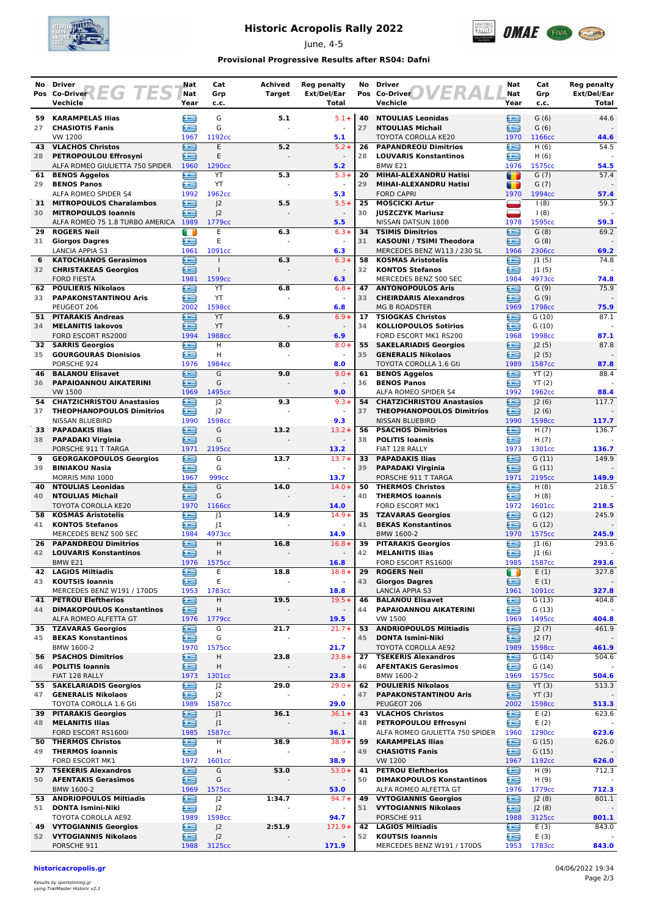# Historic Acropolis Rally 2022

June, 4-5

### Provisional Progressive Results after RS04: Dafni

**REG TEST**

| No Pos | Driver / Co-Driver / Vehicle | Nat / Nat / Year | Cat / Grp / c.c. | Achived Target | Reg penalty Ext/Del/Ear Total |
|---|---|---|---|---|---|
| 59 / 27 | **KARAMPELAS Ilias** / **CHASIOTIS Fanis** / VW 1200 | GR / GR / 1967 | G / G / 1192cc | 5.1 / - | 5.1+ / - / **5.1** |
| 43 / 28 | **VLACHOS Christos** / **PETROPOULOU Effrosyni** / ALFA ROMEO GIULIETTA 750 SPIDER | GR / GR / 1960 | E / E / 1290cc | 5.2 / - | 5.2+ / - / **5.2** |
| 61 / 29 | **BENOS Aggelos** / **BENOS Panos** / ALFA ROMEO SPIDER S4 | GR / GR / 1992 | YT / YT / 1962cc | 5.3 / - | 5.3+ / - / **5.3** |
| 31 / 30 | **MITROPOULOS Charalambos** / **MITROPOULOS Ioannis** / ALFA ROMEO 75 1.8 TURBO AMERICA | GR / GR / 1989 | J2 / J2 / 1779cc | 5.5 / - | 5.5+ / - / **5.5** |
| 29 / 31 | **ROGERS Neil** / **Giorgos Dagres** / LANCIA APPIA S3 | IE / GR / 1961 | E / E / 1091cc | 6.3 / - | 6.3+ / - / **6.3** |
| 6 / 32 | **KATOCHIANOS Gerasimos** / **CHRISTAKEAS Georgios** / FORD FIESTA | GR / GR / 1981 | I / I / 1599cc | 6.3 / - | 6.3+ / - / **6.3** |
| 62 / 33 | **POULIERIS Nikolaos** / **PAPAKONSTANTINOU Aris** / PEUGEOT 206 | GR / GR / 2002 | YT / YT / 1598cc | 6.8 / - | 6.8+ / - / **6.8** |
| 51 / 34 | **PITARAKIS Andreas** / **MELANITIS Iakovos** / FORD ESCORT RS2000 | GR / GR / 1994 | YT / YT / 1988cc | 6.9 / - | 6.9+ / - / **6.9** |
| 32 / 35 | **SARRIS Georgios** / **GOURGOURAS Dionisios** / PORSCHE 924 | GR / GR / 1976 | H / H / 1984cc | 8.0 / - | 8.0+ / - / **8.0** |
| 46 / 36 | **BALANOU Elisavet** / **PAPAIOANNOU AIKATERINI** / VW 1500 | GR / GR / 1969 | G / G / 1495cc | 9.0 / - | 9.0+ / - / **9.0** |
| 54 / 37 | **CHATZICHRISTOU Anastasios** / **THEOPHANOPOULOS Dimitrios** / NISSAN BLUEBIRD | GR / GR / 1990 | J2 / J2 / 1598cc | 9.3 / - | 9.3+ / - / **9.3** |
| 33 / 38 | **PAPADAKIS Ilias** / **PAPADAKI Virginia** / PORSCHE 911 T TARGA | GR / GR / 1971 | G / G / 2195cc | 13.2 / - | 13.2+ / - / **13.2** |
| 9 / 39 | **GEORGAKOPOULOS Georgios** / **BINIAKOU Nasia** / MORRIS MINI 1000 | GR / GR / 1967 | G / G / 999cc | 13.7 / - | 13.7+ / - / **13.7** |
| 40 / 40 | **NTOULIAS Leonidas** / **NTOULIAS Michail** / TOYOTA COROLLA KE20 | GR / GR / 1970 | G / G / 1166cc | 14.0 / - | 14.0+ / - / **14.0** |
| 58 / 41 | **KOSMAS Aristotelis** / **KONTOS Stefanos** / MERCEDES BENZ 500 SEC | GR / GR / 1984 | J1 / J1 / 4973cc | 14.9 / - | 14.9+ / - / **14.9** |
| 26 / 42 | **PAPANDREOU Dimitrios** / **LOUVARIS Konstantinos** / BMW E21 | GR / GR / 1976 | H / H / 1575cc | 16.8 / - | 16.8+ / - / **16.8** |
| 42 / 43 | **LAGIOS Miltiadis** / **KOUTSIS Ioannis** / MERCEDES BENZ W191 / 170DS | GR / GR / 1953 | E / E / 1783cc | 18.8 / - | 18.8+ / - / **18.8** |
| 41 / 44 | **PETROU Eleftherios** / **DIMAKOPOULOS Konstantinos** / ALFA ROMEO ALFETTA GT | GR / GR / 1976 | H / H / 1779cc | 19.5 / - | 19.5+ / - / **19.5** |
| 35 / 45 | **TZAVARAS Georgios** / **BEKAS Konstantinos** / BMW 1600-2 | GR / GR / 1970 | G / G / 1575cc | 21.7 / - | 21.7+ / - / **21.7** |
| 56 / 46 | **PSACHOS Dimitrios** / **POLITIS Ioannis** / FIAT 128 RALLY | GR / GR / 1973 | H / H / 1301cc | 23.8 / - | 23.8+ / - / **23.8** |
| 55 / 47 | **SAKELARIADIS Georgios** / **GENERALIS Nikolaos** / TOYOTA COROLLA 1.6 Gti | GR / GR / 1989 | J2 / J2 / 1587cc | 29.0 / - | 29.0+ / - / **29.0** |
| 39 / 48 | **PITARAKIS Georgios** / **MELANITIS Ilias** / FORD ESCORT RS1600i | GR / GR / 1985 | J1 / J1 / 1587cc | 36.1 / - | 36.1+ / - / **36.1** |
| 50 / 49 | **THERMOS Christos** / **THERMOS Ioannis** / FORD ESCORT MK1 | GR / GR / 1972 | H / H / 1601cc | 38.9 / - | 38.9+ / - / **38.9** |
| 27 / 50 | **TSEKERIS Alexandros** / **AFENTAKIS Gerasimos** / BMW 1600-2 | GR / GR / 1969 | G / G / 1575cc | 53.0 / - | 53.0+ / - / **53.0** |
| 53 / 51 | **ANDRIOPOULOS Miltiadis** / **DONTA Ismini-Niki** / TOYOTA COROLLA AE92 | GR / GR / 1989 | J2 / J2 / 1598cc | 1:34.7 / - | 94.7+ / - / **94.7** |
| 49 / 52 | **VYTOGIANNIS Georgios** / **VYTOGIANNIS Nikolaos** / PORSCHE 911 | GR / GR / 1988 | J2 / J2 / 3125cc | 2:51.9 / - | 171.9+ / - / **171.9** |

**OVERALL**

| No Pos | Driver / Co-Driver / Vehicle | Nat / Nat / Year | Cat / Grp / c.c. | Reg penalty Ext/Del/Ear Total |
|---|---|---|---|---|
| 40 / 27 | **NTOULIAS Leonidas** / **NTOULIAS Michail** / TOYOTA COROLLA KE20 | GR / GR / 1970 | G (6) / G (6) / 1166cc | 44.6 / - / **44.6** |
| 26 / 28 | **PAPANDREOU Dimitrios** / **LOUVARIS Konstantinos** / BMW E21 | GR / GR / 1976 | H (6) / H (6) / 1575cc | 54.5 / - / **54.5** |
| 20 / 29 | **MIHAI-ALEXANDRU Hatisi** / **MIHAI-ALEXANDRU Hatisi** / FORD CAPRI | RO / RO / 1970 | G (7) / G (7) / 1994cc | 57.4 / - / **57.4** |
| 25 / 30 | **MOSCICKI Artur** / **JUSZCZYK Mariusz** / NISSAN DATSUN 180B | PL / PL / 1978 | I (8) / I (8) / 1595cc | 59.3 / - / **59.3** |
| 34 / 31 | **TSIMIS Dimitrios** / **KASOUNI / TSIMI Theodora** / MERCEDES BENZ W113 / 230 SL | GR / GR / 1966 | G (8) / G (8) / 2306cc | 69.2 / - / **69.2** |
| 58 / 32 | **KOSMAS Aristotelis** / **KONTOS Stefanos** / MERCEDES BENZ 500 SEC | GR / GR / 1984 | J1 (5) / J1 (5) / 4973cc | 74.8 / - / **74.8** |
| 47 / 33 | **ANTONOPOULOS Aris** / **CHEIRDARIS Alexandros** / MG B ROADSTER | GR / GR / 1969 | G (9) / G (9) / 1798cc | 75.9 / - / **75.9** |
| 17 / 34 | **TSIOGKAS Christos** / **KOLLIOPOULOS Sotirios** / FORD ESCORT MK1 RS200 | GR / GR / 1968 | G (10) / G (10) / 1998cc | 87.1 / - / **87.1** |
| 55 / 35 | **SAKELARIADIS Georgios** / **GENERALIS Nikolaos** / TOYOTA COROLLA 1.6 Gti | GR / GR / 1989 | J2 (5) / J2 (5) / 1587cc | 87.8 / - / **87.8** |
| 61 / 36 | **BENOS Aggelos** / **BENOS Panos** / ALFA ROMEO SPIDER S4 | GR / GR / 1992 | YT (2) / YT (2) / 1962cc | 88.4 / - / **88.4** |
| 54 / 37 | **CHATZICHRISTOU Anastasios** / **THEOPHANOPOULOS Dimitrios** / NISSAN BLUEBIRD | GR / GR / 1990 | J2 (6) / J2 (6) / 1598cc | 117.7 / - / **117.7** |
| 56 / 38 | **PSACHOS Dimitrios** / **POLITIS Ioannis** / FIAT 128 RALLY | GR / GR / 1973 | H (7) / H (7) / 1301cc | 136.7 / - / **136.7** |
| 33 / 39 | **PAPADAKIS Ilias** / **PAPADAKI Virginia** / PORSCHE 911 T TARGA | GR / GR / 1971 | G (11) / G (11) / 2195cc | 149.9 / - / **149.9** |
| 50 / 40 | **THERMOS Christos** / **THERMOS Ioannis** / FORD ESCORT MK1 | GR / GR / 1972 | H (8) / H (8) / 1601cc | 218.5 / - / **218.5** |
| 35 / 41 | **TZAVARAS Georgios** / **BEKAS Konstantinos** / BMW 1600-2 | GR / GR / 1970 | G (12) / G (12) / 1575cc | 245.9 / - / **245.9** |
| 39 / 42 | **PITARAKIS Georgios** / **MELANITIS Ilias** / FORD ESCORT RS1600i | GR / GR / 1985 | J1 (6) / J1 (6) / 1587cc | 293.6 / - / **293.6** |
| 29 / 43 | **ROGERS Neil** / **Giorgos Dagres** / LANCIA APPIA S3 | IE / GR / 1961 | E (1) / E (1) / 1091cc | 327.8 / - / **327.8** |
| 46 / 44 | **BALANOU Elisavet** / **PAPAIOANNOU AIKATERINI** / VW 1500 | GR / GR / 1969 | G (13) / G (13) / 1495cc | 404.8 / - / **404.8** |
| 53 / 45 | **ANDRIOPOULOS Miltiadis** / **DONTA Ismini-Niki** / TOYOTA COROLLA AE92 | GR / GR / 1989 | J2 (7) / J2 (7) / 1598cc | 461.9 / - / **461.9** |
| 27 / 46 | **TSEKERIS Alexandros** / **AFENTAKIS Gerasimos** / BMW 1600-2 | GR / GR / 1969 | G (14) / G (14) / 1575cc | 504.6 / - / **504.6** |
| 62 / 47 | **POULIERIS Nikolaos** / **PAPAKONSTANTINOU Aris** / PEUGEOT 206 | GR / GR / 2002 | YT (3) / YT (3) / 1598cc | 513.3 / - / **513.3** |
| 43 / 48 | **VLACHOS Christos** / **PETROPOULOU Effrosyni** / ALFA ROMEO GIULIETTA 750 SPIDER | GR / GR / 1960 | E (2) / E (2) / 1290cc | 623.6 / - / **623.6** |
| 59 / 49 | **KARAMPELAS Ilias** / **CHASIOTIS Fanis** / VW 1200 | GR / GR / 1967 | G (15) / G (15) / 1192cc | 626.0 / - / **626.0** |
| 41 / 50 | **PETROU Eleftherios** / **DIMAKOPOULOS Konstantinos** / ALFA ROMEO ALFETTA GT | GR / GR / 1976 | H (9) / H (9) / 1779cc | 712.3 / - / **712.3** |
| 49 / 51 | **VYTOGIANNIS Georgios** / **VYTOGIANNIS Nikolaos** / PORSCHE 911 | GR / GR / 1988 | J2 (8) / J2 (8) / 3125cc | 801.1 / - / **801.1** |
| 42 / 52 | **LAGIOS Miltiadis** / **KOUTSIS Ioannis** / MERCEDES BENZ W191 / 170DS | GR / GR / 1953 | E (3) / E (3) / 1783cc | 843.0 / - / **843.0** |

historicacropolis.gr

04/06/2022 19:34

*Results by sportstiming.gr using TrailMaster Historic v2.3*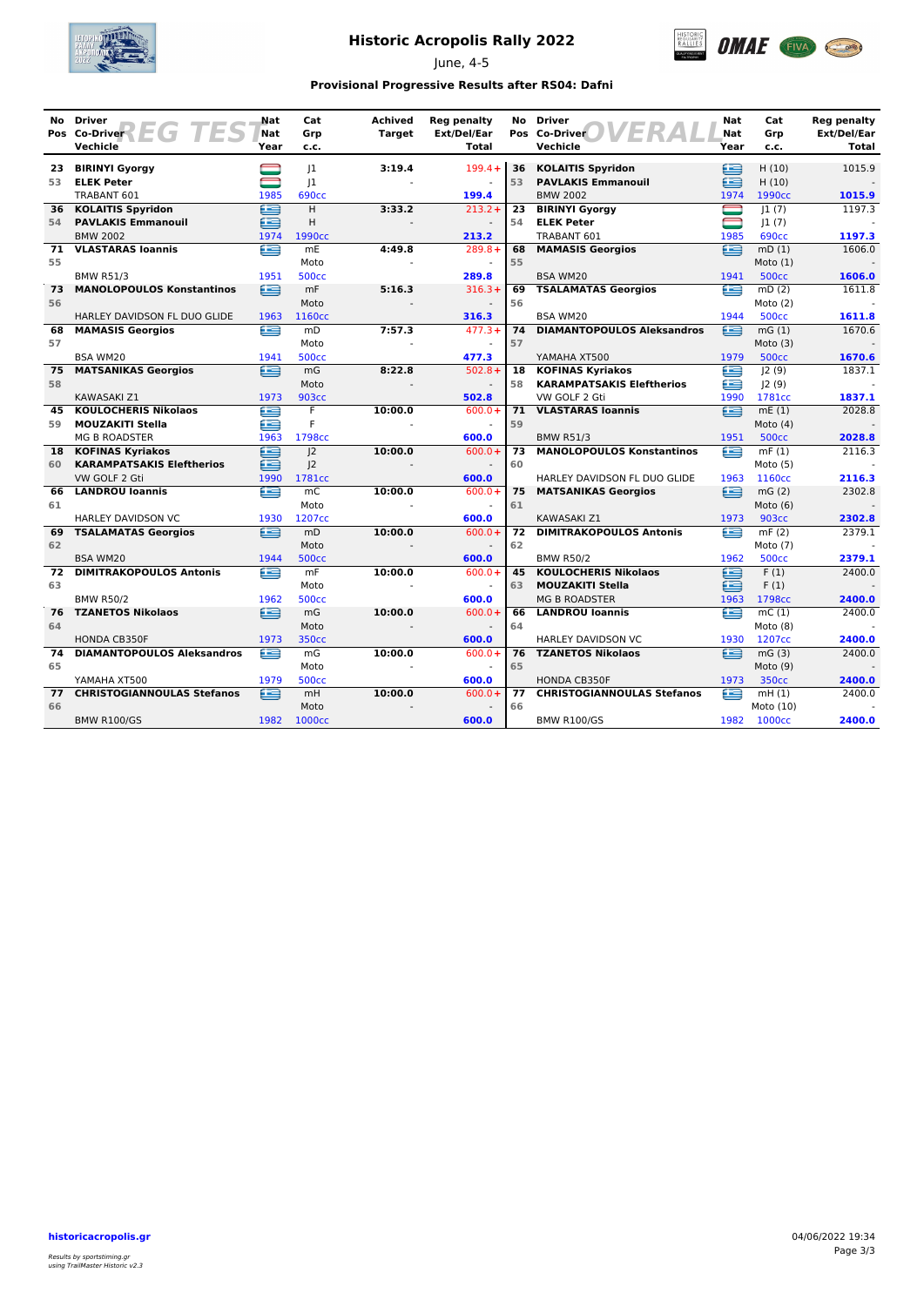# Historic Acropolis Rally 2022

June, 4-5

### Provisional Progressive Results after RS04: Dafni

**REG TEST**

| No Pos | Driver / Co-Driver / Vechicle | Nat / Nat / Year | Cat / Grp / c.c. | Achived Target | Reg penalty Ext/Del/Ear Total |
|---|---|---|---|---|---|
| 23 / 53 | **BIRINYI Gyorgy** / **ELEK Peter** / TRABANT 601 | HUN / HUN / 1985 | J1 / J1 / 690cc | 3:19.4 / - | 199.4+ / - / **199.4** |
| 36 / 54 | **KOLAITIS Spyridon** / **PAVLAKIS Emmanouil** / BMW 2002 | GRE / GRE / 1974 | H / H / 1990cc | 3:33.2 / - | 213.2+ / - / **213.2** |
| 71 / 55 | **VLASTARAS Ioannis** / / BMW R51/3 | GRE / / 1951 | mE / Moto / 500cc | 4:49.8 / - | 289.8+ / - / **289.8** |
| 73 / 56 | **MANOLOPOULOS Konstantinos** / / HARLEY DAVIDSON FL DUO GLIDE | GRE / / 1963 | mF / Moto / 1160cc | 5:16.3 / - | 316.3+ / - / **316.3** |
| 68 / 57 | **MAMASIS Georgios** / / BSA WM20 | GRE / / 1941 | mD / Moto / 500cc | 7:57.3 / - | 477.3+ / - / **477.3** |
| 75 / 58 | **MATSANIKAS Georgios** / / KAWASAKI Z1 | GRE / / 1973 | mG / Moto / 903cc | 8:22.8 / - | 502.8+ / - / **502.8** |
| 45 / 59 | **KOULOCHERIS Nikolaos** / **MOUZAKITI Stella** / MG B ROADSTER | GRE / GRE / 1963 | F / F / 1798cc | 10:00.0 / - | 600.0+ / - / **600.0** |
| 18 / 60 | **KOFINAS Kyriakos** / **KARAMPATSAKIS Eleftherios** / VW GOLF 2 Gti | GRE / GRE / 1990 | J2 / J2 / 1781cc | 10:00.0 / - | 600.0+ / - / **600.0** |
| 66 / 61 | **LANDROU Ioannis** / / HARLEY DAVIDSON VC | GRE / / 1930 | mC / Moto / 1207cc | 10:00.0 / - | 600.0+ / - / **600.0** |
| 69 / 62 | **TSALAMATAS Georgios** / / BSA WM20 | GRE / / 1944 | mD / Moto / 500cc | 10:00.0 / - | 600.0+ / - / **600.0** |
| 72 / 63 | **DIMITRAKOPOULOS Antonis** / / BMW R50/2 | GRE / / 1962 | mF / Moto / 500cc | 10:00.0 / - | 600.0+ / - / **600.0** |
| 76 / 64 | **TZANETOS Nikolaos** / / HONDA CB350F | GRE / / 1973 | mG / Moto / 350cc | 10:00.0 / - | 600.0+ / - / **600.0** |
| 74 / 65 | **DIAMANTOPOULOS Aleksandros** / / YAMAHA XT500 | GRE / / 1979 | mG / Moto / 500cc | 10:00.0 / - | 600.0+ / - / **600.0** |
| 77 / 66 | **CHRISTOGIANNOULAS Stefanos** / / BMW R100/GS | GRE / / 1982 | mH / Moto / 1000cc | 10:00.0 / - | 600.0+ / - / **600.0** |

**OVERALL**

| No Pos | Driver / Co-Driver / Vechicle | Nat / Nat / Year | Cat / Grp / c.c. | Reg penalty Ext/Del/Ear Total |
|---|---|---|---|---|
| 36 / 53 | **KOLAITIS Spyridon** / **PAVLAKIS Emmanouil** / BMW 2002 | GRE / GRE / 1974 | H (10) / H (10) / 1990cc | 1015.9 / - / **1015.9** |
| 23 / 54 | **BIRINYI Gyorgy** / **ELEK Peter** / TRABANT 601 | HUN / HUN / 1985 | J1 (7) / J1 (7) / 690cc | 1197.3 / - / **1197.3** |
| 68 / 55 | **MAMASIS Georgios** / / BSA WM20 | GRE / / 1941 | mD (1) / Moto (1) / 500cc | 1606.0 / - / **1606.0** |
| 69 / 56 | **TSALAMATAS Georgios** / / BSA WM20 | GRE / / 1944 | mD (2) / Moto (2) / 500cc | 1611.8 / - / **1611.8** |
| 74 / 57 | **DIAMANTOPOULOS Aleksandros** / / YAMAHA XT500 | GRE / / 1979 | mG (1) / Moto (3) / 500cc | 1670.6 / - / **1670.6** |
| 18 / 58 | **KOFINAS Kyriakos** / **KARAMPATSAKIS Eleftherios** / VW GOLF 2 Gti | GRE / GRE / 1990 | J2 (9) / J2 (9) / 1781cc | 1837.1 / - / **1837.1** |
| 71 / 59 | **VLASTARAS Ioannis** / / BMW R51/3 | GRE / / 1951 | mE (1) / Moto (4) / 500cc | 2028.8 / - / **2028.8** |
| 73 / 60 | **MANOLOPOULOS Konstantinos** / / HARLEY DAVIDSON FL DUO GLIDE | GRE / / 1963 | mF (1) / Moto (5) / 1160cc | 2116.3 / - / **2116.3** |
| 75 / 61 | **MATSANIKAS Georgios** / / KAWASAKI Z1 | GRE / / 1973 | mG (2) / Moto (6) / 903cc | 2302.8 / - / **2302.8** |
| 72 / 62 | **DIMITRAKOPOULOS Antonis** / / BMW R50/2 | GRE / / 1962 | mF (2) / Moto (7) / 500cc | 2379.1 / - / **2379.1** |
| 45 / 63 | **KOULOCHERIS Nikolaos** / **MOUZAKITI Stella** / MG B ROADSTER | GRE / GRE / 1963 | F (1) / F (1) / 1798cc | 2400.0 / - / **2400.0** |
| 66 / 64 | **LANDROU Ioannis** / / HARLEY DAVIDSON VC | GRE / / 1930 | mC (1) / Moto (8) / 1207cc | 2400.0 / - / **2400.0** |
| 76 / 65 | **TZANETOS Nikolaos** / / HONDA CB350F | GRE / / 1973 | mG (3) / Moto (9) / 350cc | 2400.0 / - / **2400.0** |
| 77 / 66 | **CHRISTOGIANNOULAS Stefanos** / / BMW R100/GS | GRE / / 1982 | mH (1) / Moto (10) / 1000cc | 2400.0 / - / **2400.0** |

**historicacropolis.gr**

*Results by sportstiming.gr*
*using TrailMaster Historic v2.3*

04/06/2022 19:34